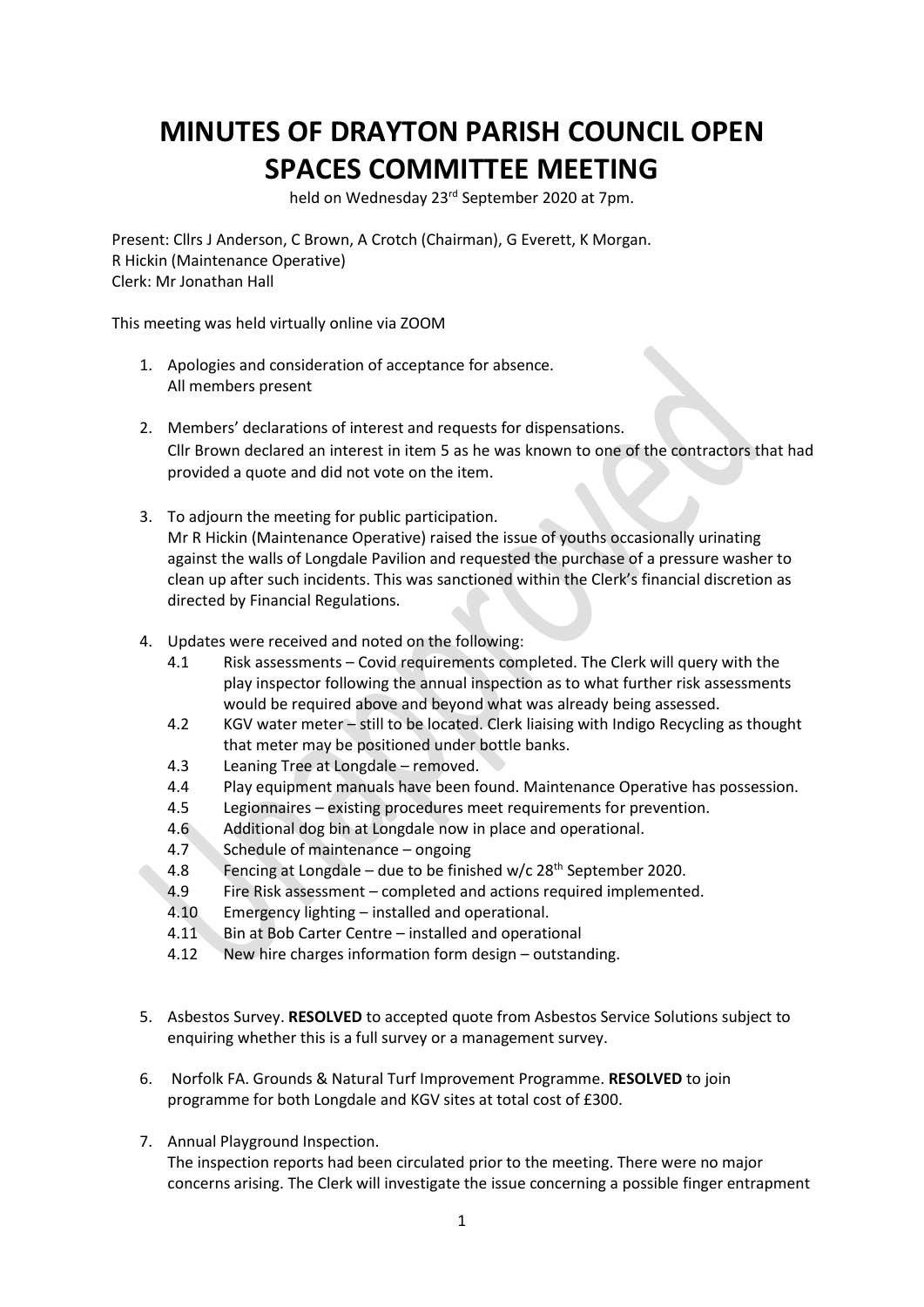# MINUTES OF DRAYTON PARISH COUNCIL OPEN SPACES COMMITTEE MEETING

held on Wednesday 23rd September 2020 at 7pm.

Present: Cllrs J Anderson, C Brown, A Crotch (Chairman), G Everett, K Morgan.
R Hickin (Maintenance Operative)
Clerk: Mr Jonathan Hall

This meeting was held virtually online via ZOOM

1. Apologies and consideration of acceptance for absence.
   All members present

2. Members' declarations of interest and requests for dispensations.
   Cllr Brown declared an interest in item 5 as he was known to one of the contractors that had provided a quote and did not vote on the item.

3. To adjourn the meeting for public participation.
   Mr R Hickin (Maintenance Operative) raised the issue of youths occasionally urinating against the walls of Longdale Pavilion and requested the purchase of a pressure washer to clean up after such incidents. This was sanctioned within the Clerk's financial discretion as directed by Financial Regulations.

4. Updates were received and noted on the following:
   - 4.1 Risk assessments – Covid requirements completed. The Clerk will query with the play inspector following the annual inspection as to what further risk assessments would be required above and beyond what was already being assessed.
   - 4.2 KGV water meter – still to be located. Clerk liaising with Indigo Recycling as thought that meter may be positioned under bottle banks.
   - 4.3 Leaning Tree at Longdale – removed.
   - 4.4 Play equipment manuals have been found. Maintenance Operative has possession.
   - 4.5 Legionnaires – existing procedures meet requirements for prevention.
   - 4.6 Additional dog bin at Longdale now in place and operational.
   - 4.7 Schedule of maintenance – ongoing
   - 4.8 Fencing at Longdale – due to be finished w/c 28th September 2020.
   - 4.9 Fire Risk assessment – completed and actions required implemented.
   - 4.10 Emergency lighting – installed and operational.
   - 4.11 Bin at Bob Carter Centre – installed and operational
   - 4.12 New hire charges information form design – outstanding.

5. Asbestos Survey. **RESOLVED** to accepted quote from Asbestos Service Solutions subject to enquiring whether this is a full survey or a management survey.

6. Norfolk FA. Grounds & Natural Turf Improvement Programme. **RESOLVED** to join programme for both Longdale and KGV sites at total cost of £300.

7. Annual Playground Inspection.
   The inspection reports had been circulated prior to the meeting. There were no major concerns arising. The Clerk will investigate the issue concerning a possible finger entrapment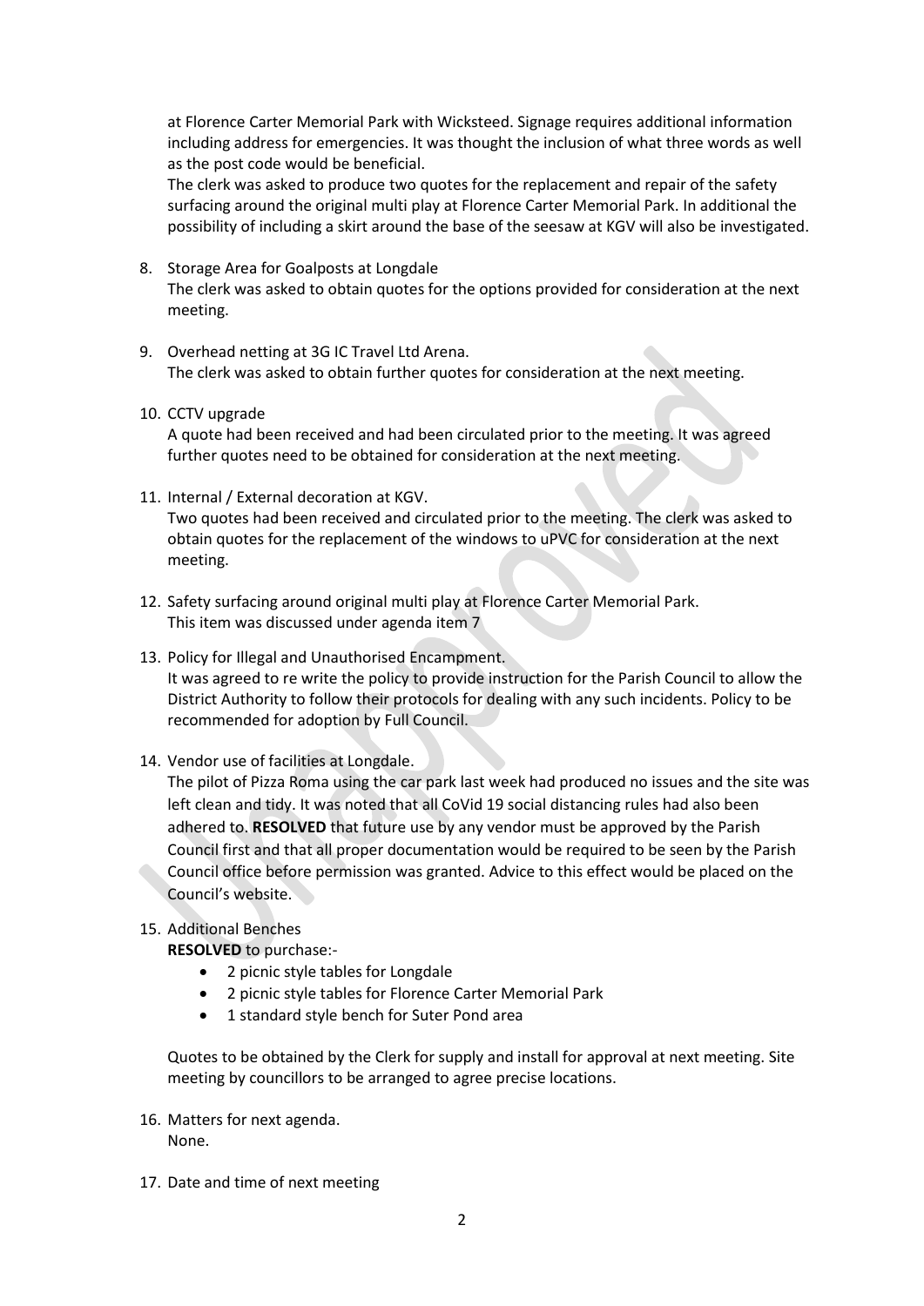at Florence Carter Memorial Park with Wicksteed. Signage requires additional information including address for emergencies. It was thought the inclusion of what three words as well as the post code would be beneficial.

The clerk was asked to produce two quotes for the replacement and repair of the safety surfacing around the original multi play at Florence Carter Memorial Park. In additional the possibility of including a skirt around the base of the seesaw at KGV will also be investigated.

8. Storage Area for Goalposts at Longdale
   The clerk was asked to obtain quotes for the options provided for consideration at the next meeting.

9. Overhead netting at 3G IC Travel Ltd Arena.
   The clerk was asked to obtain further quotes for consideration at the next meeting.

10. CCTV upgrade
    A quote had been received and had been circulated prior to the meeting. It was agreed further quotes need to be obtained for consideration at the next meeting.

11. Internal / External decoration at KGV.
    Two quotes had been received and circulated prior to the meeting. The clerk was asked to obtain quotes for the replacement of the windows to uPVC for consideration at the next meeting.

12. Safety surfacing around original multi play at Florence Carter Memorial Park.
    This item was discussed under agenda item 7

13. Policy for Illegal and Unauthorised Encampment.
    It was agreed to re write the policy to provide instruction for the Parish Council to allow the District Authority to follow their protocols for dealing with any such incidents. Policy to be recommended for adoption by Full Council.

14. Vendor use of facilities at Longdale.
    The pilot of Pizza Roma using the car park last week had produced no issues and the site was left clean and tidy. It was noted that all CoVid 19 social distancing rules had also been adhered to. **RESOLVED** that future use by any vendor must be approved by the Parish Council first and that all proper documentation would be required to be seen by the Parish Council office before permission was granted. Advice to this effect would be placed on the Council's website.

15. Additional Benches
    **RESOLVED** to purchase:-
    - 2 picnic style tables for Longdale
    - 2 picnic style tables for Florence Carter Memorial Park
    - 1 standard style bench for Suter Pond area

    Quotes to be obtained by the Clerk for supply and install for approval at next meeting. Site meeting by councillors to be arranged to agree precise locations.

16. Matters for next agenda.
    None.

17. Date and time of next meeting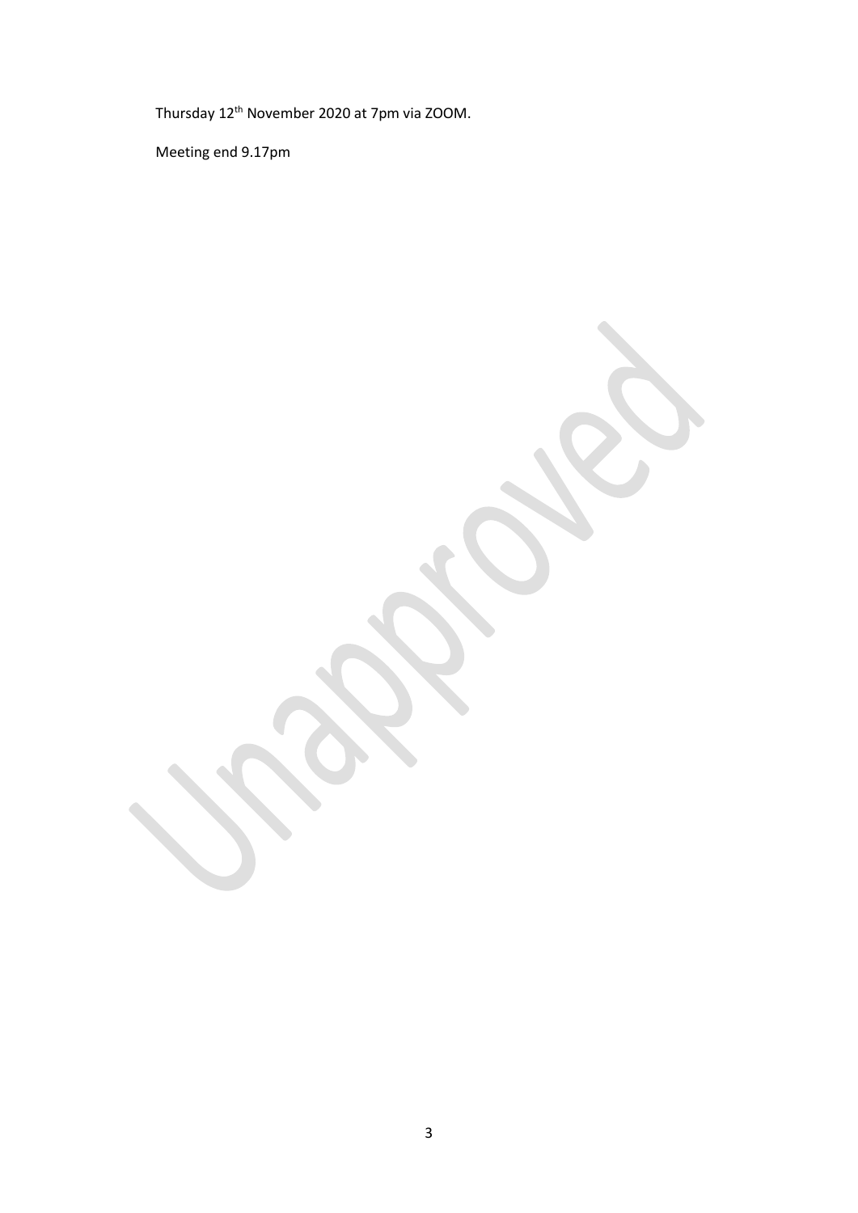Thursday 12th November 2020 at 7pm via ZOOM.

Meeting end 9.17pm

Unapproved